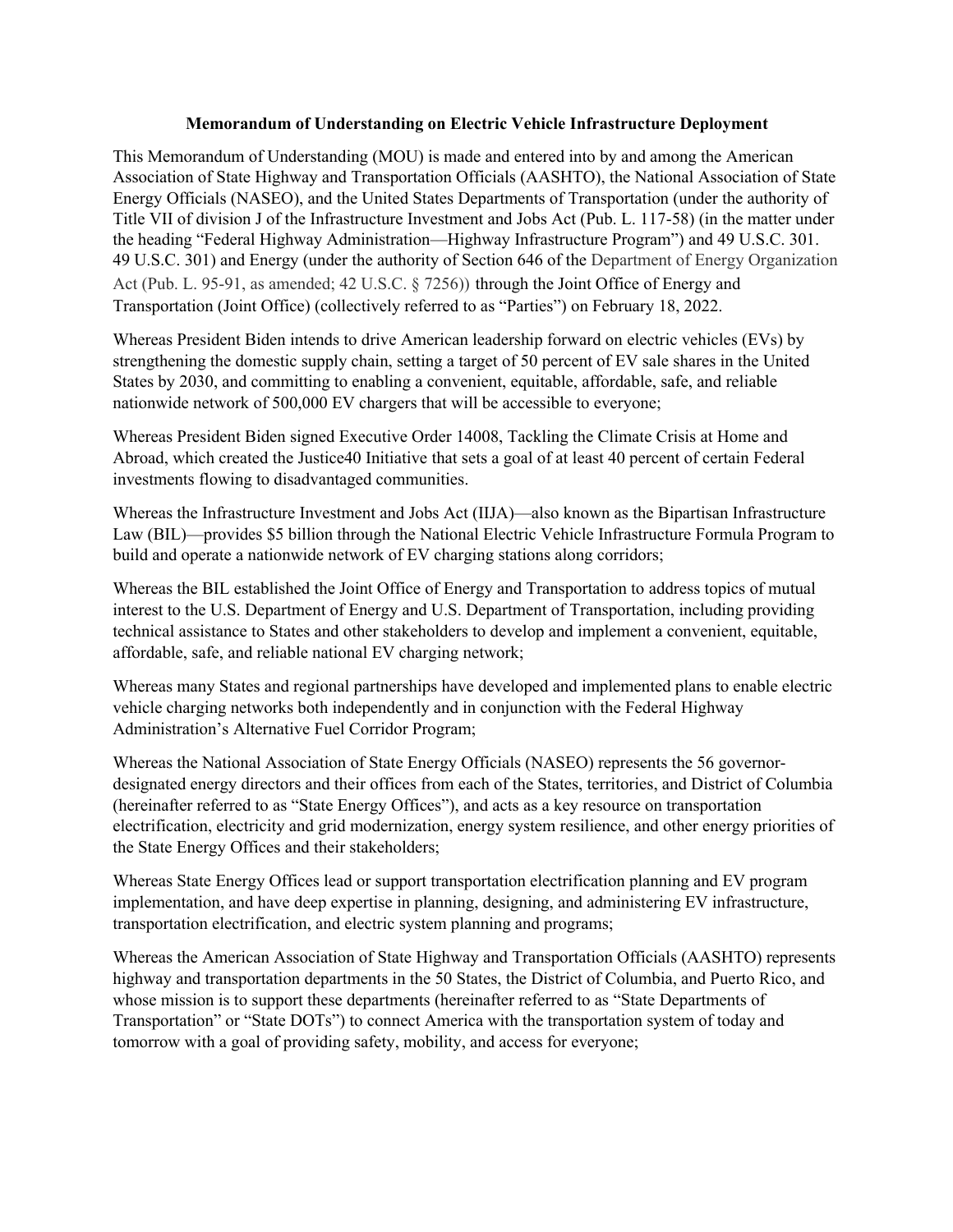**Memorandum of Understanding on Electric Vehicle Infrastructure Deployment**

This Memorandum of Understanding (MOU) is made and entered into by and among the American Association of State Highway and Transportation Officials (AASHTO), the National Association of State Energy Officials (NASEO), and the United States Departments of Transportation (under the authority of Title VII of division J of the Infrastructure Investment and Jobs Act (Pub. L. 117-58) (in the matter under the heading "Federal Highway Administration—Highway Infrastructure Program") and 49 U.S.C. 301. 49 U.S.C. 301) and Energy (under the authority of Section 646 of the Department of Energy Organization Act (Pub. L. 95-91, as amended; 42 U.S.C. § 7256)) through the Joint Office of Energy and Transportation (Joint Office) (collectively referred to as "Parties") on February 18, 2022.

Whereas President Biden intends to drive American leadership forward on electric vehicles (EVs) by strengthening the domestic supply chain, setting a target of 50 percent of EV sale shares in the United States by 2030, and committing to enabling a convenient, equitable, affordable, safe, and reliable nationwide network of 500,000 EV chargers that will be accessible to everyone;

Whereas President Biden signed Executive Order 14008, Tackling the Climate Crisis at Home and Abroad, which created the Justice40 Initiative that sets a goal of at least 40 percent of certain Federal investments flowing to disadvantaged communities.

Whereas the Infrastructure Investment and Jobs Act (IIJA)—also known as the Bipartisan Infrastructure Law (BIL)—provides $5 billion through the National Electric Vehicle Infrastructure Formula Program to build and operate a nationwide network of EV charging stations along corridors;

Whereas the BIL established the Joint Office of Energy and Transportation to address topics of mutual interest to the U.S. Department of Energy and U.S. Department of Transportation, including providing technical assistance to States and other stakeholders to develop and implement a convenient, equitable, affordable, safe, and reliable national EV charging network;

Whereas many States and regional partnerships have developed and implemented plans to enable electric vehicle charging networks both independently and in conjunction with the Federal Highway Administration's Alternative Fuel Corridor Program;

Whereas the National Association of State Energy Officials (NASEO) represents the 56 governor-designated energy directors and their offices from each of the States, territories, and District of Columbia (hereinafter referred to as "State Energy Offices"), and acts as a key resource on transportation electrification, electricity and grid modernization, energy system resilience, and other energy priorities of the State Energy Offices and their stakeholders;

Whereas State Energy Offices lead or support transportation electrification planning and EV program implementation, and have deep expertise in planning, designing, and administering EV infrastructure, transportation electrification, and electric system planning and programs;

Whereas the American Association of State Highway and Transportation Officials (AASHTO) represents highway and transportation departments in the 50 States, the District of Columbia, and Puerto Rico, and whose mission is to support these departments (hereinafter referred to as "State Departments of Transportation" or "State DOTs") to connect America with the transportation system of today and tomorrow with a goal of providing safety, mobility, and access for everyone;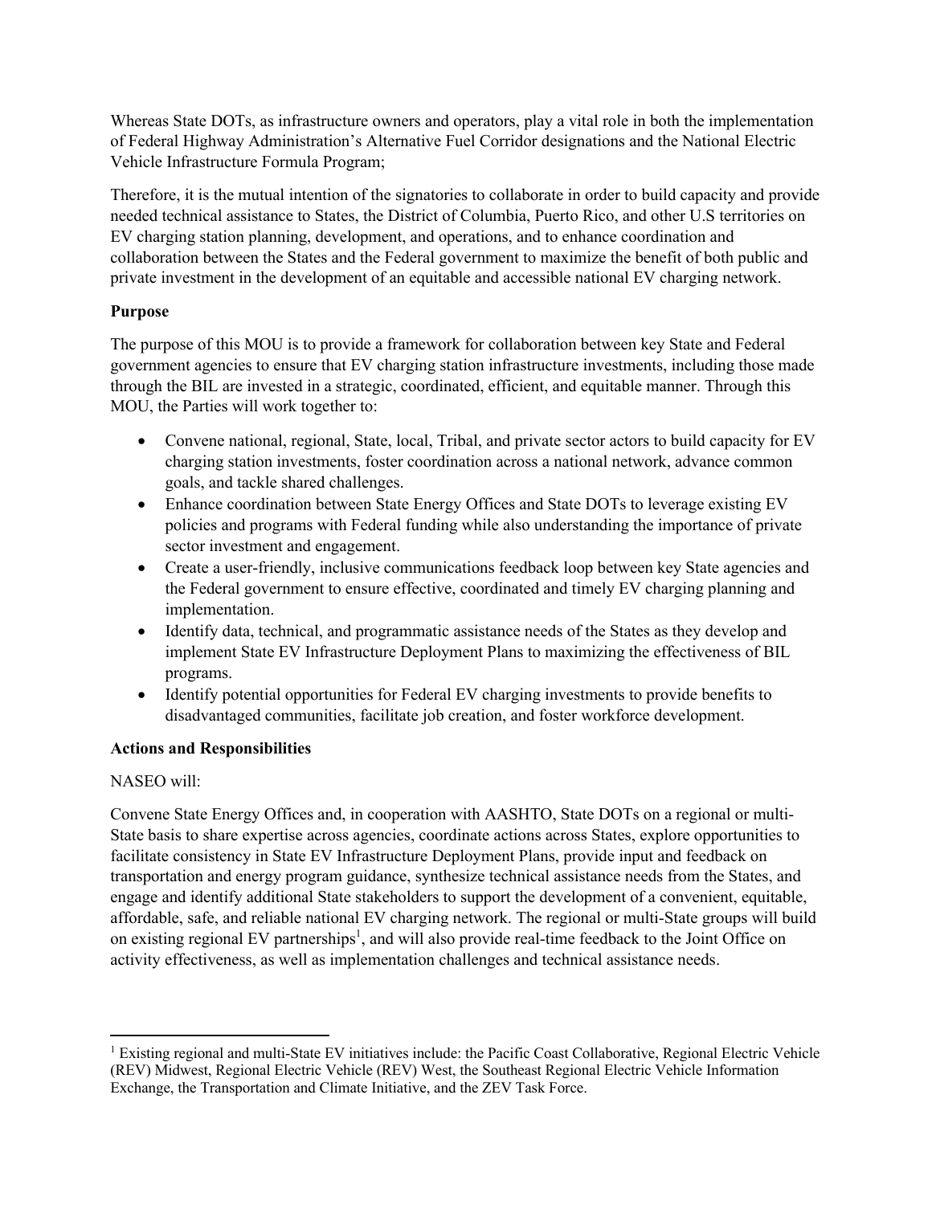Whereas State DOTs, as infrastructure owners and operators, play a vital role in both the implementation of Federal Highway Administration's Alternative Fuel Corridor designations and the National Electric Vehicle Infrastructure Formula Program;

Therefore, it is the mutual intention of the signatories to collaborate in order to build capacity and provide needed technical assistance to States, the District of Columbia, Puerto Rico, and other U.S territories on EV charging station planning, development, and operations, and to enhance coordination and collaboration between the States and the Federal government to maximize the benefit of both public and private investment in the development of an equitable and accessible national EV charging network.

**Purpose**

The purpose of this MOU is to provide a framework for collaboration between key State and Federal government agencies to ensure that EV charging station infrastructure investments, including those made through the BIL are invested in a strategic, coordinated, efficient, and equitable manner. Through this MOU, the Parties will work together to:

- Convene national, regional, State, local, Tribal, and private sector actors to build capacity for EV charging station investments, foster coordination across a national network, advance common goals, and tackle shared challenges.
- Enhance coordination between State Energy Offices and State DOTs to leverage existing EV policies and programs with Federal funding while also understanding the importance of private sector investment and engagement.
- Create a user-friendly, inclusive communications feedback loop between key State agencies and the Federal government to ensure effective, coordinated and timely EV charging planning and implementation.
- Identify data, technical, and programmatic assistance needs of the States as they develop and implement State EV Infrastructure Deployment Plans to maximizing the effectiveness of BIL programs.
- Identify potential opportunities for Federal EV charging investments to provide benefits to disadvantaged communities, facilitate job creation, and foster workforce development.

**Actions and Responsibilities**

NASEO will:

Convene State Energy Offices and, in cooperation with AASHTO, State DOTs on a regional or multi-State basis to share expertise across agencies, coordinate actions across States, explore opportunities to facilitate consistency in State EV Infrastructure Deployment Plans, provide input and feedback on transportation and energy program guidance, synthesize technical assistance needs from the States, and engage and identify additional State stakeholders to support the development of a convenient, equitable, affordable, safe, and reliable national EV charging network. The regional or multi-State groups will build on existing regional EV partnerships[1], and will also provide real-time feedback to the Joint Office on activity effectiveness, as well as implementation challenges and technical assistance needs.

[1] Existing regional and multi-State EV initiatives include: the Pacific Coast Collaborative, Regional Electric Vehicle (REV) Midwest, Regional Electric Vehicle (REV) West, the Southeast Regional Electric Vehicle Information Exchange, the Transportation and Climate Initiative, and the ZEV Task Force.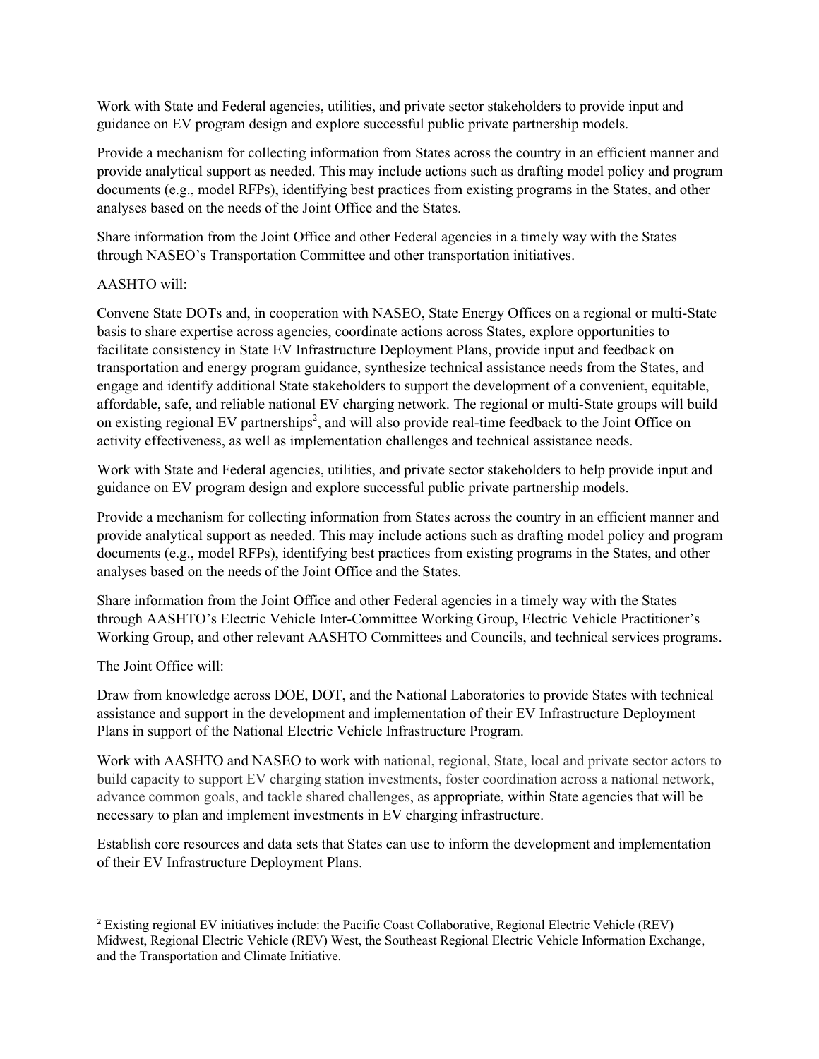Work with State and Federal agencies, utilities, and private sector stakeholders to provide input and guidance on EV program design and explore successful public private partnership models.

Provide a mechanism for collecting information from States across the country in an efficient manner and provide analytical support as needed. This may include actions such as drafting model policy and program documents (e.g., model RFPs), identifying best practices from existing programs in the States, and other analyses based on the needs of the Joint Office and the States.

Share information from the Joint Office and other Federal agencies in a timely way with the States through NASEO's Transportation Committee and other transportation initiatives.

AASHTO will:

Convene State DOTs and, in cooperation with NASEO, State Energy Offices on a regional or multi-State basis to share expertise across agencies, coordinate actions across States, explore opportunities to facilitate consistency in State EV Infrastructure Deployment Plans, provide input and feedback on transportation and energy program guidance, synthesize technical assistance needs from the States, and engage and identify additional State stakeholders to support the development of a convenient, equitable, affordable, safe, and reliable national EV charging network. The regional or multi-State groups will build on existing regional EV partnerships[2], and will also provide real-time feedback to the Joint Office on activity effectiveness, as well as implementation challenges and technical assistance needs.

Work with State and Federal agencies, utilities, and private sector stakeholders to help provide input and guidance on EV program design and explore successful public private partnership models.

Provide a mechanism for collecting information from States across the country in an efficient manner and provide analytical support as needed. This may include actions such as drafting model policy and program documents (e.g., model RFPs), identifying best practices from existing programs in the States, and other analyses based on the needs of the Joint Office and the States.

Share information from the Joint Office and other Federal agencies in a timely way with the States through AASHTO's Electric Vehicle Inter-Committee Working Group, Electric Vehicle Practitioner's Working Group, and other relevant AASHTO Committees and Councils, and technical services programs.

The Joint Office will:

Draw from knowledge across DOE, DOT, and the National Laboratories to provide States with technical assistance and support in the development and implementation of their EV Infrastructure Deployment Plans in support of the National Electric Vehicle Infrastructure Program.

Work with AASHTO and NASEO to work with national, regional, State, local and private sector actors to build capacity to support EV charging station investments, foster coordination across a national network, advance common goals, and tackle shared challenges, as appropriate, within State agencies that will be necessary to plan and implement investments in EV charging infrastructure.

Establish core resources and data sets that States can use to inform the development and implementation of their EV Infrastructure Deployment Plans.

[2] Existing regional EV initiatives include: the Pacific Coast Collaborative, Regional Electric Vehicle (REV) Midwest, Regional Electric Vehicle (REV) West, the Southeast Regional Electric Vehicle Information Exchange, and the Transportation and Climate Initiative.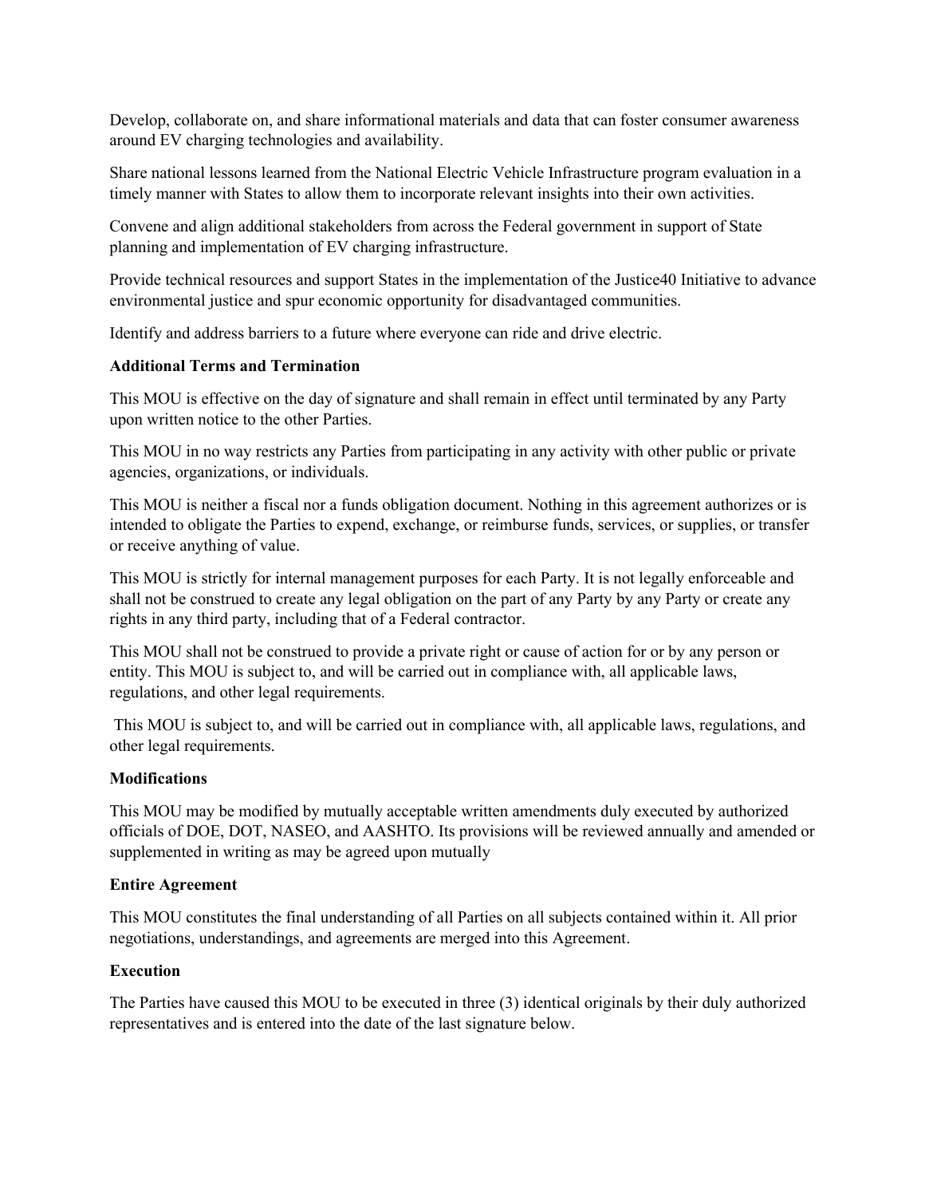Develop, collaborate on, and share informational materials and data that can foster consumer awareness around EV charging technologies and availability.

Share national lessons learned from the National Electric Vehicle Infrastructure program evaluation in a timely manner with States to allow them to incorporate relevant insights into their own activities.

Convene and align additional stakeholders from across the Federal government in support of State planning and implementation of EV charging infrastructure.

Provide technical resources and support States in the implementation of the Justice40 Initiative to advance environmental justice and spur economic opportunity for disadvantaged communities.

Identify and address barriers to a future where everyone can ride and drive electric.

**Additional Terms and Termination**

This MOU is effective on the day of signature and shall remain in effect until terminated by any Party upon written notice to the other Parties.

This MOU in no way restricts any Parties from participating in any activity with other public or private agencies, organizations, or individuals.

This MOU is neither a fiscal nor a funds obligation document. Nothing in this agreement authorizes or is intended to obligate the Parties to expend, exchange, or reimburse funds, services, or supplies, or transfer or receive anything of value.

This MOU is strictly for internal management purposes for each Party. It is not legally enforceable and shall not be construed to create any legal obligation on the part of any Party by any Party or create any rights in any third party, including that of a Federal contractor.

This MOU shall not be construed to provide a private right or cause of action for or by any person or entity. This MOU is subject to, and will be carried out in compliance with, all applicable laws, regulations, and other legal requirements.

This MOU is subject to, and will be carried out in compliance with, all applicable laws, regulations, and other legal requirements.

**Modifications**

This MOU may be modified by mutually acceptable written amendments duly executed by authorized officials of DOE, DOT, NASEO, and AASHTO. Its provisions will be reviewed annually and amended or supplemented in writing as may be agreed upon mutually

**Entire Agreement**

This MOU constitutes the final understanding of all Parties on all subjects contained within it. All prior negotiations, understandings, and agreements are merged into this Agreement.

**Execution**

The Parties have caused this MOU to be executed in three (3) identical originals by their duly authorized representatives and is entered into the date of the last signature below.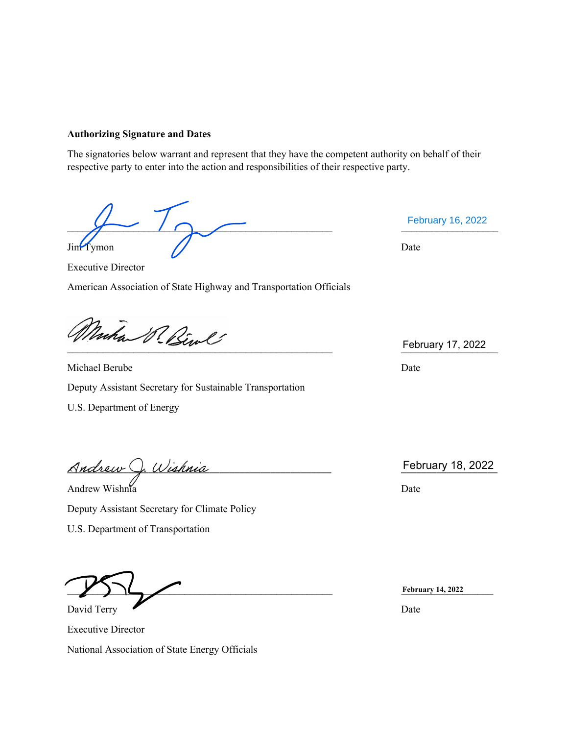**Authorizing Signature and Dates**

The signatories below warrant and represent that they have the competent authority on behalf of their respective party to enter into the action and responsibilities of their respective party.

Jim Tymon
Executive Director
American Association of State Highway and Transportation Officials

Date: February 16, 2022

Michael Berube
Deputy Assistant Secretary for Sustainable Transportation
U.S. Department of Energy

Date: February 17, 2022

Andrew J. Wishnia

Andrew Wishnia
Deputy Assistant Secretary for Climate Policy
U.S. Department of Transportation

Date: February 18, 2022

David Terry
Executive Director
National Association of State Energy Officials

Date: **February 14, 2022**